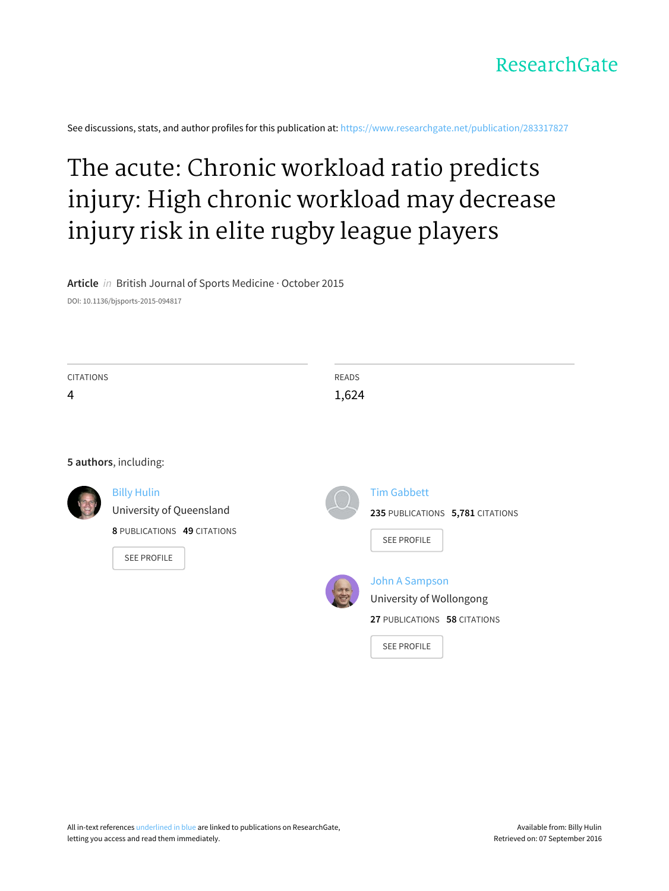ResearchGate

See discussions, stats, and author profiles for this publication at: https://www.researchgate.net/publication/283317827

# The acute: Chronic workload ratio predicts injury: High chronic workload may decrease injury risk in elite rugby league players

**Article** *in* British Journal of Sports Medicine · October 2015

DOI: 10.1136/bjsports-2015-094817

| CITATIONS | READS |
| --- | --- |
| 4 | 1,624 |

**5 authors**, including:

Billy Hulin
University of Queensland
**8** PUBLICATIONS **49** CITATIONS
SEE PROFILE

Tim Gabbett
**235** PUBLICATIONS **5,781** CITATIONS
SEE PROFILE

John A Sampson
University of Wollongong
**27** PUBLICATIONS **58** CITATIONS
SEE PROFILE

All in-text references underlined in blue are linked to publications on ResearchGate, letting you access and read them immediately.

Available from: Billy Hulin
Retrieved on: 07 September 2016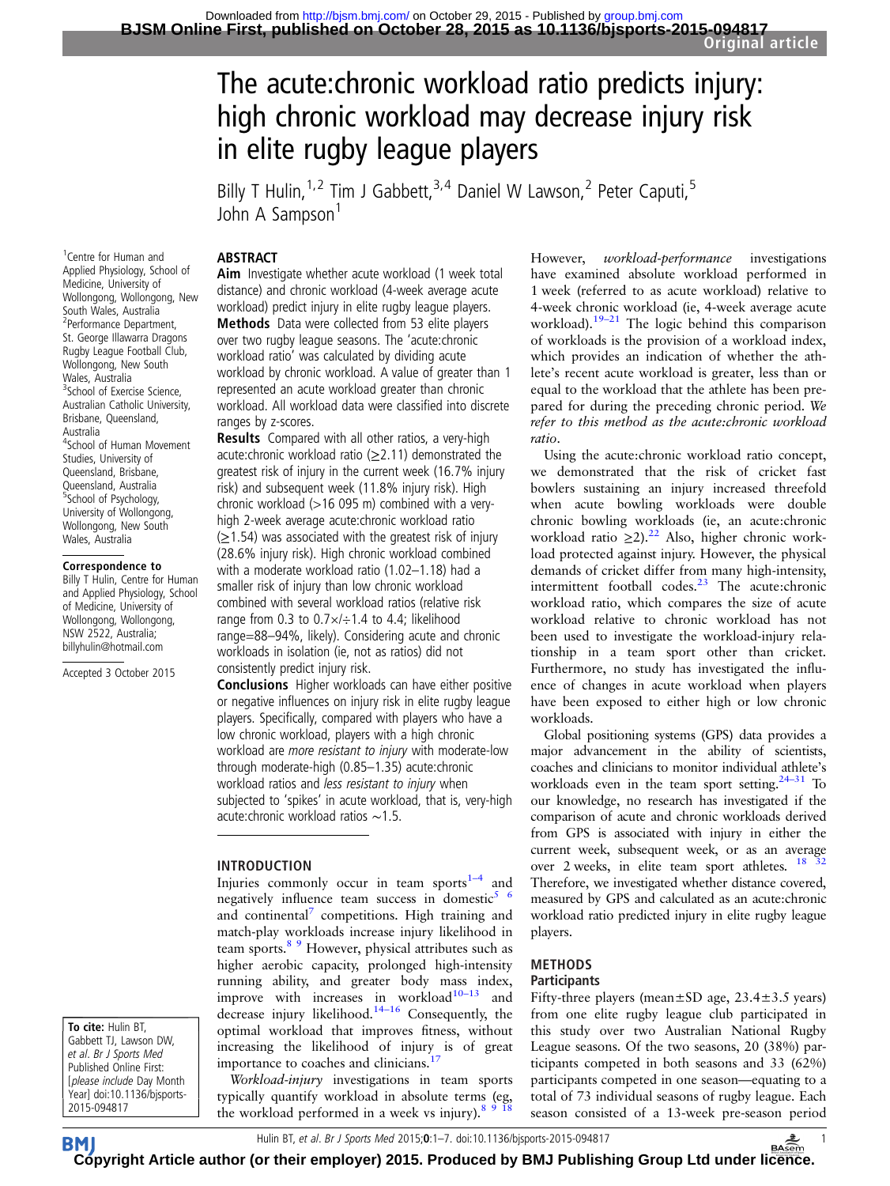# The acute:chronic workload ratio predicts injury: high chronic workload may decrease injury risk in elite rugby league players

Billy T Hulin,[1,2] Tim J Gabbett,[3,4] Daniel W Lawson,[2] Peter Caputi,[5] John A Sampson[1]

[1]Centre for Human and Applied Physiology, School of Medicine, University of Wollongong, Wollongong, New South Wales, Australia
[2]Performance Department, St. George Illawarra Dragons Rugby League Football Club, Wollongong, New South Wales, Australia
[3]School of Exercise Science, Australian Catholic University, Brisbane, Queensland, Australia
[4]School of Human Movement Studies, University of Queensland, Brisbane, Queensland, Australia
[5]School of Psychology, University of Wollongong, Wollongong, New South Wales, Australia

**Correspondence to**
Billy T Hulin, Centre for Human and Applied Physiology, School of Medicine, University of Wollongong, Wollongong, NSW 2522, Australia; billyhulin@hotmail.com

Accepted 3 October 2015

**To cite:** Hulin BT, Gabbett TJ, Lawson DW, *et al. Br J Sports Med* Published Online First: [*please include* Day Month Year] doi:10.1136/bjsports-2015-094817

## ABSTRACT

**Aim** Investigate whether acute workload (1 week total distance) and chronic workload (4-week average acute workload) predict injury in elite rugby league players.

**Methods** Data were collected from 53 elite players over two rugby league seasons. The 'acute:chronic workload ratio' was calculated by dividing acute workload by chronic workload. A value of greater than 1 represented an acute workload greater than chronic workload. All workload data were classified into discrete ranges by z-scores.

**Results** Compared with all other ratios, a very-high acute:chronic workload ratio (≥2.11) demonstrated the greatest risk of injury in the current week (16.7% injury risk) and subsequent week (11.8% injury risk). High chronic workload (>16 095 m) combined with a very-high 2-week average acute:chronic workload ratio (≥1.54) was associated with the greatest risk of injury (28.6% injury risk). High chronic workload combined with a moderate workload ratio (1.02–1.18) had a smaller risk of injury than low chronic workload combined with several workload ratios (relative risk range from 0.3 to 0.7×/÷1.4 to 4.4; likelihood range=88–94%, likely). Considering acute and chronic workloads in isolation (ie, not as ratios) did not consistently predict injury risk.

**Conclusions** Higher workloads can have either positive or negative influences on injury risk in elite rugby league players. Specifically, compared with players who have a low chronic workload, players with a high chronic workload are *more resistant to injury* with moderate-low through moderate-high (0.85–1.35) acute:chronic workload ratios and *less resistant to injury* when subjected to 'spikes' in acute workload, that is, very-high acute:chronic workload ratios ∼1.5.

## INTRODUCTION

Injuries commonly occur in team sports[1–4] and negatively influence team success in domestic[5 6] and continental[7] competitions. High training and match-play workloads increase injury likelihood in team sports.[8 9] However, physical attributes such as higher aerobic capacity, prolonged high-intensity running ability, and greater body mass index, improve with increases in workload[10–13] and decrease injury likelihood.[14–16] Consequently, the optimal workload that improves fitness, without increasing the likelihood of injury is of great importance to coaches and clinicians.[17]

*Workload-injury* investigations in team sports typically quantify workload in absolute terms (eg, the workload performed in a week vs injury).[8 9 18] However, *workload-performance* investigations have examined absolute workload performed in 1 week (referred to as acute workload) relative to 4-week chronic workload (ie, 4-week average acute workload).[19–21] The logic behind this comparison of workloads is the provision of a workload index, which provides an indication of whether the athlete's recent acute workload is greater, less than or equal to the workload that the athlete has been prepared for during the preceding chronic period. *We refer to this method as the acute:chronic workload ratio.*

Using the acute:chronic workload ratio concept, we demonstrated that the risk of cricket fast bowlers sustaining an injury increased threefold when acute bowling workloads were double chronic bowling workloads (ie, an acute:chronic workload ratio ≥2).[22] Also, higher chronic workload protected against injury. However, the physical demands of cricket differ from many high-intensity, intermittent football codes.[23] The acute:chronic workload ratio, which compares the size of acute workload relative to chronic workload has not been used to investigate the workload-injury relationship in a team sport other than cricket. Furthermore, no study has investigated the influence of changes in acute workload when players have been exposed to either high or low chronic workloads.

Global positioning systems (GPS) data provides a major advancement in the ability of scientists, coaches and clinicians to monitor individual athlete's workloads even in the team sport setting.[24–31] To our knowledge, no research has investigated if the comparison of acute and chronic workloads derived from GPS is associated with injury in either the current week, subsequent week, or as an average over 2 weeks, in elite team sport athletes.[18 32] Therefore, we investigated whether distance covered, measured by GPS and calculated as an acute:chronic workload ratio predicted injury in elite rugby league players.

## METHODS

### Participants

Fifty-three players (mean±SD age, 23.4±3.5 years) from one elite rugby league club participated in this study over two Australian National Rugby League seasons. Of the two seasons, 20 (38%) participants competed in both seasons and 33 (62%) participants competed in one season—equating to a total of 73 individual seasons of rugby league. Each season consisted of a 13-week pre-season period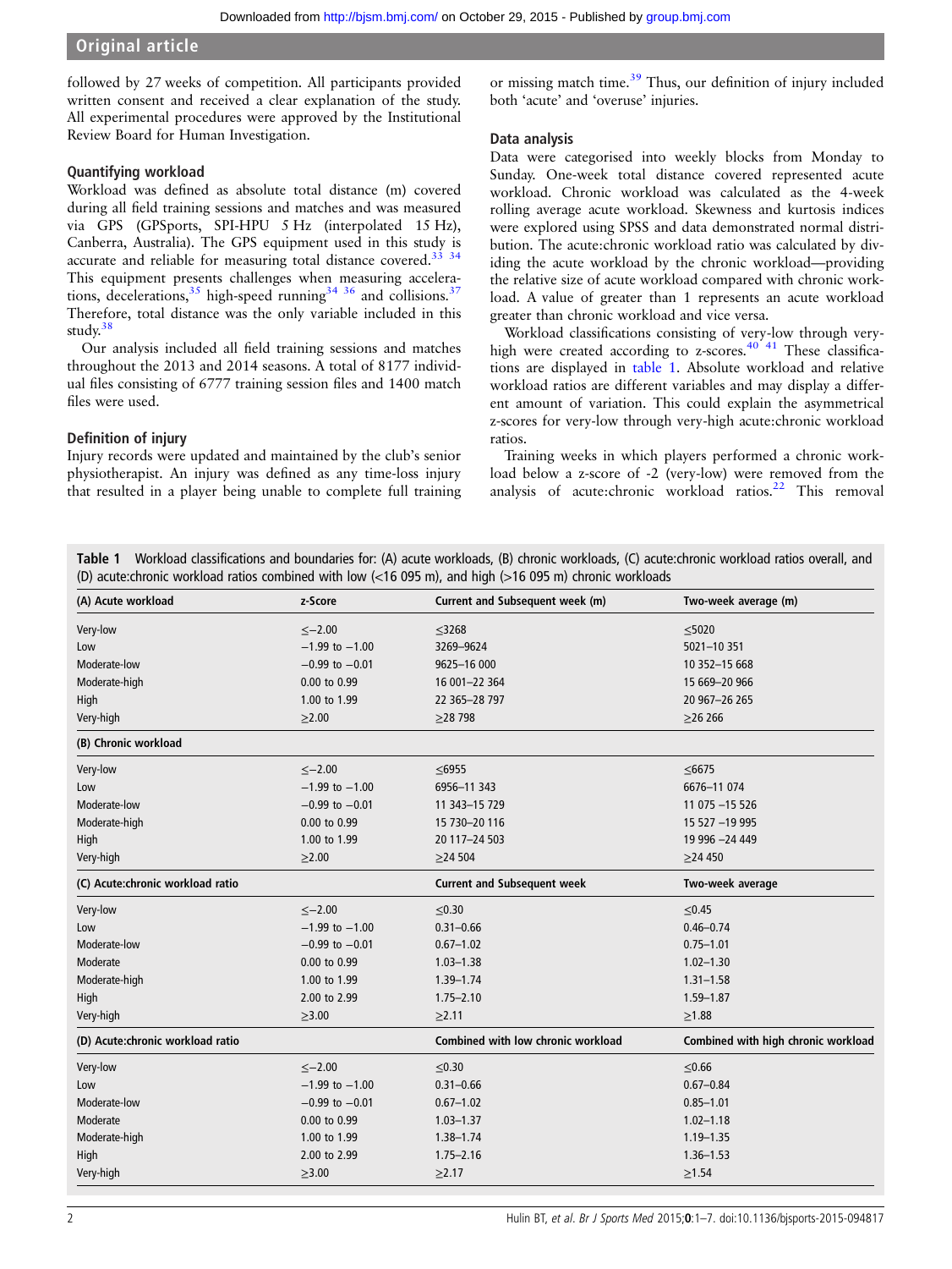followed by 27 weeks of competition. All participants provided written consent and received a clear explanation of the study. All experimental procedures were approved by the Institutional Review Board for Human Investigation.

### Quantifying workload

Workload was defined as absolute total distance (m) covered during all field training sessions and matches and was measured via GPS (GPSports, SPI-HPU 5 Hz (interpolated 15 Hz), Canberra, Australia). The GPS equipment used in this study is accurate and reliable for measuring total distance covered.[33 34] This equipment presents challenges when measuring accelerations, decelerations,[35] high-speed running[34 36] and collisions.[37] Therefore, total distance was the only variable included in this study.[38]

Our analysis included all field training sessions and matches throughout the 2013 and 2014 seasons. A total of 8177 individual files consisting of 6777 training session files and 1400 match files were used.

### Definition of injury

Injury records were updated and maintained by the club's senior physiotherapist. An injury was defined as any time-loss injury that resulted in a player being unable to complete full training or missing match time.[39] Thus, our definition of injury included both 'acute' and 'overuse' injuries.

### Data analysis

Data were categorised into weekly blocks from Monday to Sunday. One-week total distance covered represented acute workload. Chronic workload was calculated as the 4-week rolling average acute workload. Skewness and kurtosis indices were explored using SPSS and data demonstrated normal distribution. The acute:chronic workload ratio was calculated by dividing the acute workload by the chronic workload—providing the relative size of acute workload compared with chronic workload. A value of greater than 1 represents an acute workload greater than chronic workload and vice versa.

Workload classifications consisting of very-low through very-high were created according to z-scores.[40 41] These classifications are displayed in table 1. Absolute workload and relative workload ratios are different variables and may display a different amount of variation. This could explain the asymmetrical z-scores for very-low through very-high acute:chronic workload ratios.

Training weeks in which players performed a chronic workload below a z-score of -2 (very-low) were removed from the analysis of acute:chronic workload ratios.[22] This removal

**Table 1** Workload classifications and boundaries for: (A) acute workloads, (B) chronic workloads, (C) acute:chronic workload ratios overall, and (D) acute:chronic workload ratios combined with low (<16 095 m), and high (>16 095 m) chronic workloads

| (A) Acute workload | z-Score | Current and Subsequent week (m) | Two-week average (m) |
|---|---|---|---|
| Very-low | ≤−2.00 | ≤3268 | ≤5020 |
| Low | −1.99 to −1.00 | 3269–9624 | 5021–10 351 |
| Moderate-low | −0.99 to −0.01 | 9625–16 000 | 10 352–15 668 |
| Moderate-high | 0.00 to 0.99 | 16 001–22 364 | 15 669–20 966 |
| High | 1.00 to 1.99 | 22 365–28 797 | 20 967–26 265 |
| Very-high | ≥2.00 | ≥28 798 | ≥26 266 |
| **(B) Chronic workload** | | | |
| Very-low | ≤−2.00 | ≤6955 | ≤6675 |
| Low | −1.99 to −1.00 | 6956–11 343 | 6676–11 074 |
| Moderate-low | −0.99 to −0.01 | 11 343–15 729 | 11 075 –15 526 |
| Moderate-high | 0.00 to 0.99 | 15 730–20 116 | 15 527 –19 995 |
| High | 1.00 to 1.99 | 20 117–24 503 | 19 996 –24 449 |
| Very-high | ≥2.00 | ≥24 504 | ≥24 450 |
| **(C) Acute:chronic workload ratio** | | **Current and Subsequent week** | **Two-week average** |
| Very-low | ≤−2.00 | ≤0.30 | ≤0.45 |
| Low | −1.99 to −1.00 | 0.31–0.66 | 0.46–0.74 |
| Moderate-low | −0.99 to −0.01 | 0.67–1.02 | 0.75–1.01 |
| Moderate | 0.00 to 0.99 | 1.03–1.38 | 1.02–1.30 |
| Moderate-high | 1.00 to 1.99 | 1.39–1.74 | 1.31–1.58 |
| High | 2.00 to 2.99 | 1.75–2.10 | 1.59–1.87 |
| Very-high | ≥3.00 | ≥2.11 | ≥1.88 |
| **(D) Acute:chronic workload ratio** | | **Combined with low chronic workload** | **Combined with high chronic workload** |
| Very-low | ≤−2.00 | ≤0.30 | ≤0.66 |
| Low | −1.99 to −1.00 | 0.31–0.66 | 0.67–0.84 |
| Moderate-low | −0.99 to −0.01 | 0.67–1.02 | 0.85–1.01 |
| Moderate | 0.00 to 0.99 | 1.03–1.37 | 1.02–1.18 |
| Moderate-high | 1.00 to 1.99 | 1.38–1.74 | 1.19–1.35 |
| High | 2.00 to 2.99 | 1.75–2.16 | 1.36–1.53 |
| Very-high | ≥3.00 | ≥2.17 | ≥1.54 |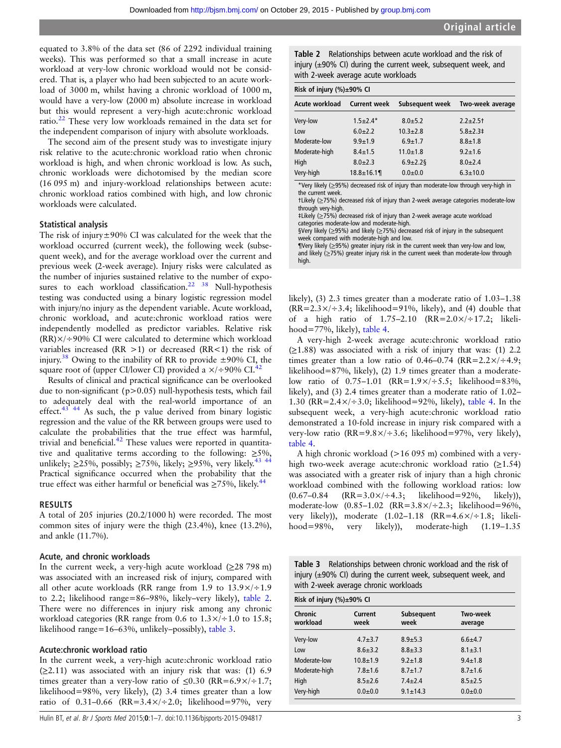equated to 3.8% of the data set (86 of 2292 individual training weeks). This was performed so that a small increase in acute workload at very-low chronic workload would not be considered. That is, a player who had been subjected to an acute workload of 3000 m, whilst having a chronic workload of 1000 m, would have a very-low (2000 m) absolute increase in workload but this would represent a very-high acute:chronic workload ratio.[22] These very low workloads remained in the data set for the independent comparison of injury with absolute workloads.

The second aim of the present study was to investigate injury risk relative to the acute:chronic workload ratio when chronic workload is high, and when chronic workload is low. As such, chronic workloads were dichotomised by the median score (16 095 m) and injury-workload relationships between acute: chronic workload ratios combined with high, and low chronic workloads were calculated.

### Statistical analysis

The risk of injury±90% CI was calculated for the week that the workload occurred (current week), the following week (subsequent week), and for the average workload over the current and previous week (2-week average). Injury risks were calculated as the number of injuries sustained relative to the number of exposures to each workload classification.[22, 38] Null-hypothesis testing was conducted using a binary logistic regression model with injury/no injury as the dependent variable. Acute workload, chronic workload, and acute:chronic workload ratios were independently modelled as predictor variables. Relative risk (RR)×/÷90% CI were calculated to determine which workload variables increased (RR >1) or decreased (RR<1) the risk of injury.[38] Owing to the inability of RR to provide ±90% CI, the square root of (upper CI/lower CI) provided a ×/÷90% CI.[42]

Results of clinical and practical significance can be overlooked due to non-significant (p>0.05) null-hypothesis tests, which fail to adequately deal with the real-world importance of an effect.[43, 44] As such, the p value derived from binary logistic regression and the value of the RR between groups were used to calculate the probabilities that the true effect was harmful, trivial and beneficial.[42] These values were reported in quantitative and qualitative terms according to the following: ≥5%, unlikely; ≥25%, possibly; ≥75%, likely; ≥95%, very likely.[43, 44] Practical significance occurred when the probability that the true effect was either harmful or beneficial was ≥75%, likely.[44]

## RESULTS

A total of 205 injuries (20.2/1000 h) were recorded. The most common sites of injury were the thigh (23.4%), knee (13.2%), and ankle (11.7%).

### Acute, and chronic workloads

In the current week, a very-high acute workload (≥28 798 m) was associated with an increased risk of injury, compared with all other acute workloads (RR range from 1.9 to 13.9×/÷1.9 to 2.2; likelihood range=86–98%, likely–very likely), table 2. There were no differences in injury risk among any chronic workload categories (RR range from 0.6 to 1.3×/÷1.0 to 15.8; likelihood range=16–63%, unlikely–possibly), table 3.

### Acute:chronic workload ratio

In the current week, a very-high acute:chronic workload ratio (≥2.11) was associated with an injury risk that was: (1) 6.9 times greater than a very-low ratio of ≤0.30 (RR=6.9×/÷1.7; likelihood=98%, very likely), (2) 3.4 times greater than a low ratio of 0.31–0.66 (RR=3.4×/÷2.0; likelihood=97%, very likely), (3) 2.3 times greater than a moderate ratio of 1.03–1.38 (RR=2.3×/÷3.4; likelihood=91%, likely), and (4) double that of a high ratio of 1.75–2.10 (RR=2.0×/÷17.2; likelihood=77%, likely), table 4.

A very-high 2-week average acute:chronic workload ratio (≥1.88) was associated with a risk of injury that was: (1) 2.2 times greater than a low ratio of 0.46–0.74 (RR=2.2×/÷4.9; likelihood=87%, likely), (2) 1.9 times greater than a moderate-low ratio of 0.75–1.01 (RR=1.9×/÷5.5; likelihood=83%, likely), and (3) 2.4 times greater than a moderate ratio of 1.02–1.30 (RR=2.4×/÷3.0; likelihood=92%, likely), table 4. In the subsequent week, a very-high acute:chronic workload ratio demonstrated a 10-fold increase in injury risk compared with a very-low ratio (RR=9.8×/÷3.6; likelihood=97%, very likely), table 4.

A high chronic workload (>16 095 m) combined with a very-high two-week average acute:chronic workload ratio (≥1.54) was associated with a greater risk of injury than a high chronic workload combined with the following workload ratios: low (0.67–0.84 (RR=3.0×/÷4.3; likelihood=92%, likely)), moderate-low (0.85–1.02 (RR=3.8×/÷2.3; likelihood=96%, very likely)), moderate (1.02–1.18 (RR=4.6×/÷1.8; likelihood=98%, very likely)), moderate-high (1.19–1.35

**Table 2** Relationships between acute workload and the risk of injury (±90% CI) during the current week, subsequent week, and with 2-week average acute workloads

| Acute workload | Current week | Subsequent week | Two-week average |
|---|---|---|---|
| | Risk of injury (%)±90% CI | | |
| Very-low | 1.5±2.4* | 8.0±5.2 | 2.2±2.5† |
| Low | 6.0±2.2 | 10.3±2.8 | 5.8±2.3‡ |
| Moderate-low | 9.9±1.9 | 6.9±1.7 | 8.8±1.8 |
| Moderate-high | 8.4±1.5 | 11.0±1.8 | 9.2±1.6 |
| High | 8.0±2.3 | 6.9±2.2§ | 8.0±2.4 |
| Very-high | 18.8±16.1¶ | 0.0±0.0 | 6.3±10.0 |

*Very likely (≥95%) decreased risk of injury than moderate-low through very-high in the current week.
†Likely (≥75%) decreased risk of injury than 2-week average categories moderate-low through very-high.
‡Likely (≥75%) decreased risk of injury than 2-week average acute workload categories moderate-low and moderate-high.
§Very likely (≥95%) and likely (≥75%) decreased risk of injury in the subsequent week compared with moderate-high and low.
¶Very likely (≥95%) greater injury risk in the current week than very-low and low, and likely (≥75%) greater injury risk in the current week than moderate-low through high.

**Table 3** Relationships between chronic workload and the risk of injury (±90% CI) during the current week, subsequent week, and with 2-week average chronic workloads

| Chronic workload | Current week | Subsequent week | Two-week average |
|---|---|---|---|
| | Risk of injury (%)±90% CI | | |
| Very-low | 4.7±3.7 | 8.9±5.3 | 6.6±4.7 |
| Low | 8.6±3.2 | 8.8±3.3 | 8.1±3.1 |
| Moderate-low | 10.8±1.9 | 9.2±1.8 | 9.4±1.8 |
| Moderate-high | 7.8±1.6 | 8.7±1.7 | 8.7±1.6 |
| High | 8.5±2.6 | 7.4±2.4 | 8.5±2.5 |
| Very-high | 0.0±0.0 | 9.1±14.3 | 0.0±0.0 |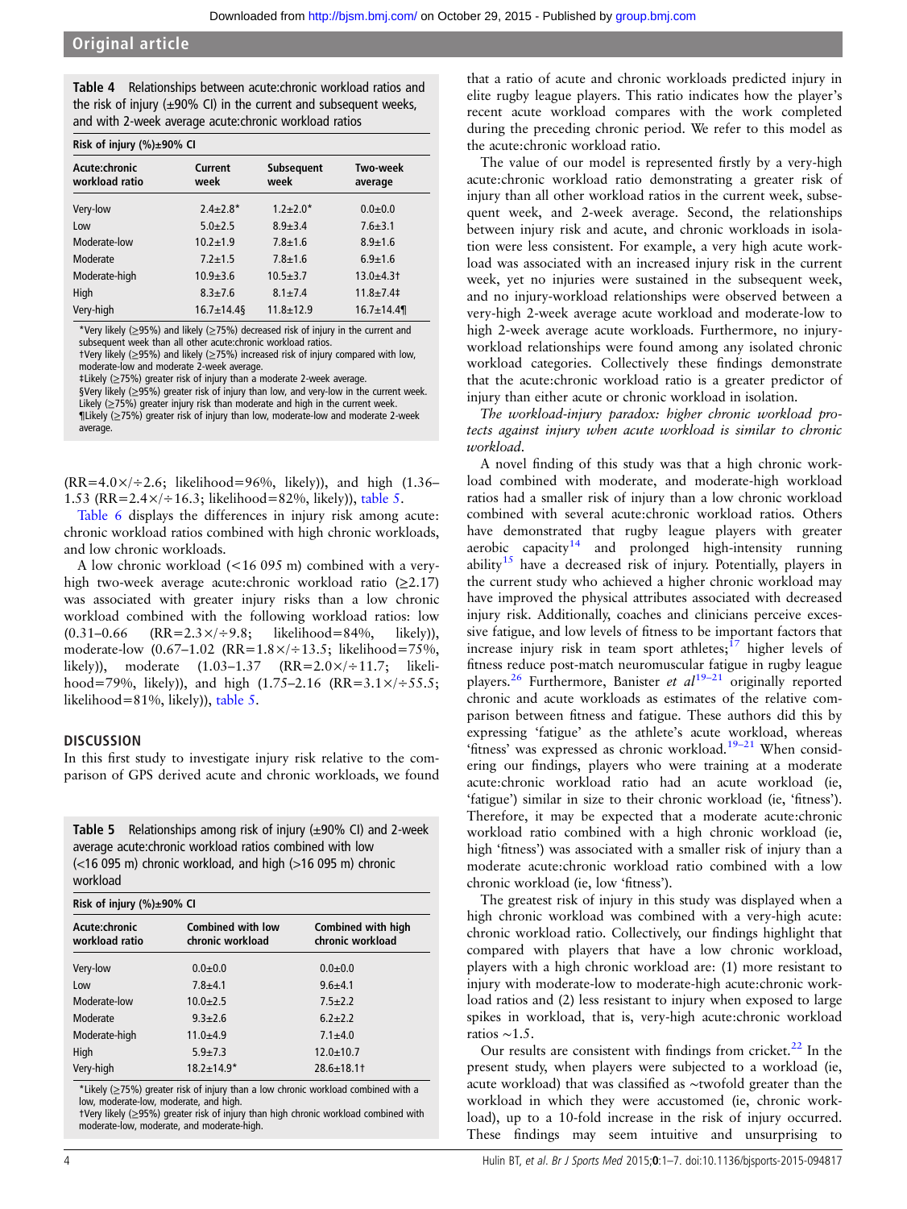**Table 4** Relationships between acute:chronic workload ratios and the risk of injury (±90% CI) in the current and subsequent weeks, and with 2-week average acute:chronic workload ratios

| Risk of injury (%)±90% CI | | | |
|---|---|---|---|
| Acute:chronic workload ratio | Current week | Subsequent week | Two-week average |
| Very-low | 2.4±2.8* | 1.2±2.0* | 0.0±0.0 |
| Low | 5.0±2.5 | 8.9±3.4 | 7.6±3.1 |
| Moderate-low | 10.2±1.9 | 7.8±1.6 | 8.9±1.6 |
| Moderate | 7.2±1.5 | 7.8±1.6 | 6.9±1.6 |
| Moderate-high | 10.9±3.6 | 10.5±3.7 | 13.0±4.3† |
| High | 8.3±7.6 | 8.1±7.4 | 11.8±7.4‡ |
| Very-high | 16.7±14.4§ | 11.8±12.9 | 16.7±14.4¶ |

*Very likely (≥95%) and likely (≥75%) decreased risk of injury in the current and subsequent week than all other acute:chronic workload ratios.
†Very likely (≥95%) and likely (≥75%) increased risk of injury compared with low, moderate-low and moderate 2-week average.
‡Likely (≥75%) greater risk of injury than a moderate 2-week average.
§Very likely (≥95%) greater risk of injury than low, and very-low in the current week. Likely (≥75%) greater injury risk than moderate and high in the current week.
¶Likely (≥75%) greater risk of injury than low, moderate-low and moderate 2-week average.

(RR=4.0×/÷2.6; likelihood=96%, likely)), and high (1.36–1.53 (RR=2.4×/÷16.3; likelihood=82%, likely)), table 5.

Table 6 displays the differences in injury risk among acute: chronic workload ratios combined with high chronic workloads, and low chronic workloads.

A low chronic workload (<16 095 m) combined with a very-high two-week average acute:chronic workload ratio (≥2.17) was associated with greater injury risks than a low chronic workload combined with the following workload ratios: low (0.31–0.66 (RR=2.3×/÷9.8; likelihood=84%, likely)), moderate-low (0.67–1.02 (RR=1.8×/÷13.5; likelihood=75%, likely)), moderate (1.03–1.37 (RR=2.0×/÷11.7; likelihood=79%, likely)), and high (1.75–2.16 (RR=3.1×/÷55.5; likelihood=81%, likely)), table 5.

## DISCUSSION

In this first study to investigate injury risk relative to the comparison of GPS derived acute and chronic workloads, we found

**Table 5** Relationships among risk of injury (±90% CI) and 2-week average acute:chronic workload ratios combined with low (<16 095 m) chronic workload, and high (>16 095 m) chronic workload

| Risk of injury (%)±90% CI | | |
|---|---|---|
| Acute:chronic workload ratio | Combined with low chronic workload | Combined with high chronic workload |
| Very-low | 0.0±0.0 | 0.0±0.0 |
| Low | 7.8±4.1 | 9.6±4.1 |
| Moderate-low | 10.0±2.5 | 7.5±2.2 |
| Moderate | 9.3±2.6 | 6.2±2.2 |
| Moderate-high | 11.0±4.9 | 7.1±4.0 |
| High | 5.9±7.3 | 12.0±10.7 |
| Very-high | 18.2±14.9* | 28.6±18.1† |

*Likely (≥75%) greater risk of injury than a low chronic workload combined with a low, moderate-low, moderate, and high.
†Very likely (≥95%) greater risk of injury than high chronic workload combined with moderate-low, moderate, and moderate-high.

that a ratio of acute and chronic workloads predicted injury in elite rugby league players. This ratio indicates how the player's recent acute workload compares with the work completed during the preceding chronic period. We refer to this model as the acute:chronic workload ratio.

The value of our model is represented firstly by a very-high acute:chronic workload ratio demonstrating a greater risk of injury than all other workload ratios in the current week, subsequent week, and 2-week average. Second, the relationships between injury risk and acute, and chronic workloads in isolation were less consistent. For example, a very high acute workload was associated with an increased injury risk in the current week, yet no injuries were sustained in the subsequent week, and no injury-workload relationships were observed between a very-high 2-week average acute workload and moderate-low to high 2-week average acute workloads. Furthermore, no injury-workload relationships were found among any isolated chronic workload categories. Collectively these findings demonstrate that the acute:chronic workload ratio is a greater predictor of injury than either acute or chronic workload in isolation.

*The workload-injury paradox: higher chronic workload protects against injury when acute workload is similar to chronic workload.*

A novel finding of this study was that a high chronic workload combined with moderate, and moderate-high workload ratios had a smaller risk of injury than a low chronic workload combined with several acute:chronic workload ratios. Others have demonstrated that rugby league players with greater aerobic capacity[14] and prolonged high-intensity running ability[15] have a decreased risk of injury. Potentially, players in the current study who achieved a higher chronic workload may have improved the physical attributes associated with decreased injury risk. Additionally, coaches and clinicians perceive excessive fatigue, and low levels of fitness to be important factors that increase injury risk in team sport athletes;[17] higher levels of fitness reduce post-match neuromuscular fatigue in rugby league players.[26] Furthermore, Banister *et al*[19–21] originally reported chronic and acute workloads as estimates of the relative comparison between fitness and fatigue. These authors did this by expressing 'fatigue' as the athlete's acute workload, whereas 'fitness' was expressed as chronic workload.[19–21] When considering our findings, players who were training at a moderate acute:chronic workload ratio had an acute workload (ie, 'fatigue') similar in size to their chronic workload (ie, 'fitness'). Therefore, it may be expected that a moderate acute:chronic workload ratio combined with a high chronic workload (ie, high 'fitness') was associated with a smaller risk of injury than a moderate acute:chronic workload ratio combined with a low chronic workload (ie, low 'fitness').

The greatest risk of injury in this study was displayed when a high chronic workload was combined with a very-high acute: chronic workload ratio. Collectively, our findings highlight that compared with players that have a low chronic workload, players with a high chronic workload are: (1) more resistant to injury with moderate-low to moderate-high acute:chronic workload ratios and (2) less resistant to injury when exposed to large spikes in workload, that is, very-high acute:chronic workload ratios ~1.5.

Our results are consistent with findings from cricket.[22] In the present study, when players were subjected to a workload (ie, acute workload) that was classified as ~twofold greater than the workload in which they were accustomed (ie, chronic workload), up to a 10-fold increase in the risk of injury occurred. These findings may seem intuitive and unsurprising to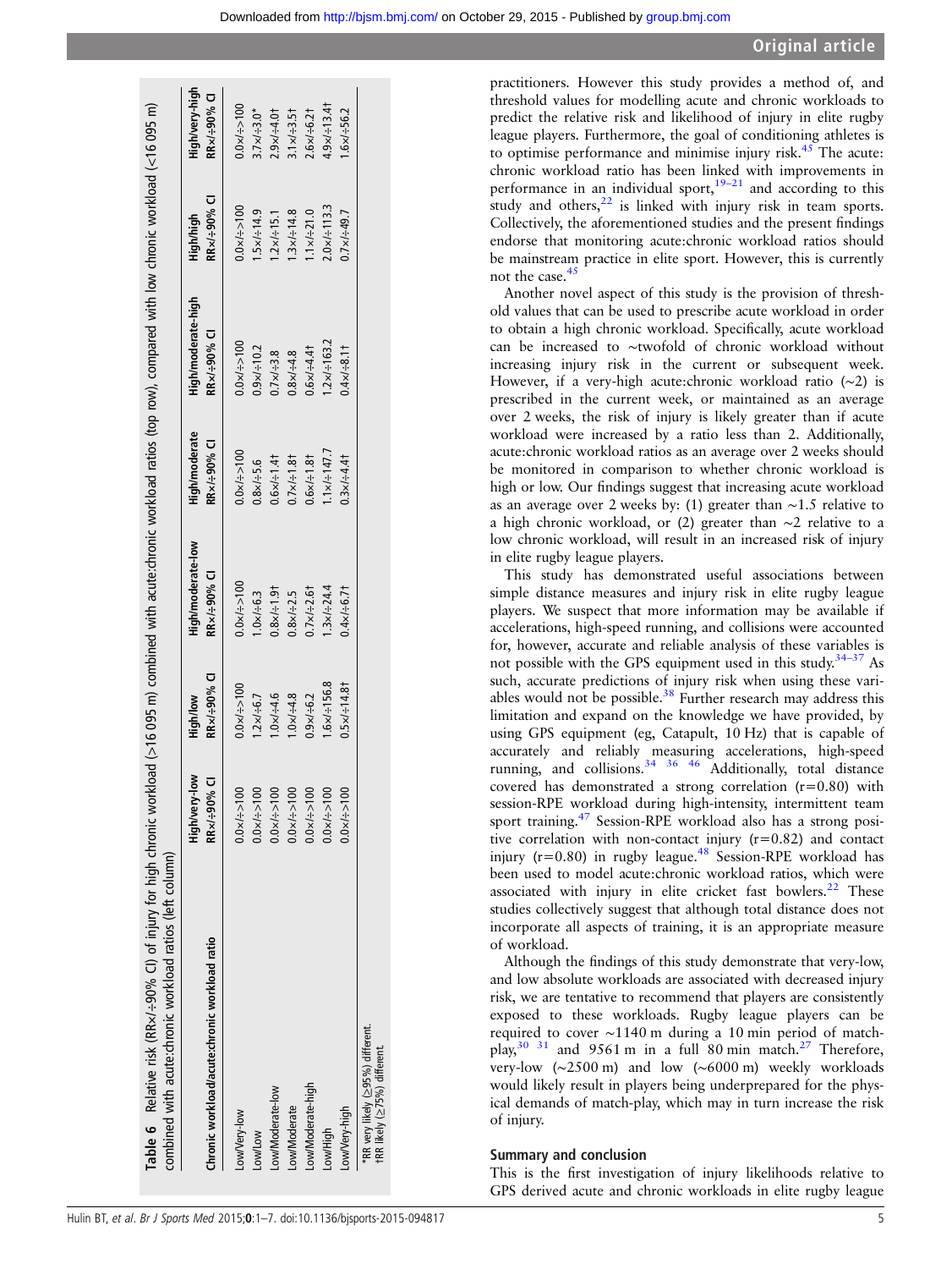**Table 6** Relative risk (RR×/÷90% CI) of injury for high chronic workload (>16 095 m) combined with acute:chronic workload ratios (top row), compared with low chronic workload (<16 095 m) combined with acute:chronic workload ratios (left column)

| Chronic workload/acute:chronic workload ratio | High/very-low RR×/÷90% CI | High/low RR×/÷90% CI | High/moderate-low RR×/÷90% CI | High/moderate RR×/÷90% CI | High/moderate-high RR×/÷90% CI | High/high RR×/÷90% CI | High/very-high RR×/÷90% CI |
|---|---|---|---|---|---|---|---|
| Low/Very-low | 0.0×/÷>100 | 0.0×/÷>100 | 0.0×/÷>100 | 0.0×/÷>100 | 0.0×/÷>100 | 0.0×/÷>100 | 0.0×/÷>100 |
| Low/Low | 0.0×/÷>100 | 1.2×/÷6.7 | 1.0×/÷6.3 | 0.8×/÷5.6 | 0.9×/÷10.2 | 1.5×/÷14.9 | 3.7×/÷3.0* |
| Low/Moderate-low | 0.0×/÷>100 | 1.0×/÷4.6 | 0.8×/÷1.9† | 0.6×/÷1.4† | 0.7×/÷3.8 | 1.2×/÷15.1 | 2.9×/÷4.0† |
| Low/Moderate | 0.0×/÷>100 | 1.0×/÷4.8 | 0.8×/÷2.5 | 0.7×/÷1.8† | 0.8×/÷4.8 | 1.3×/÷14.8 | 3.1×/÷3.5† |
| Low/Moderate-high | 0.0×/÷>100 | 0.9×/÷6.2 | 0.7×/÷2.6† | 0.6×/÷1.8† | 0.6×/÷4.4† | 1.1×/÷21.0 | 2.6×/÷6.2† |
| Low/High | 0.0×/÷>100 | 1.6×/÷156.8 | 1.3×/÷24.4 | 1.1×/÷147.7 | 1.2×/÷163.2 | 2.0×/÷113.3 | 4.9×/÷13.4† |
| Low/Very-high | 0.0×/÷>100 | 0.5×/÷14.8† | 0.4×/÷6.7† | 0.3×/÷4.4† | 0.4×/÷8.1† | 0.7×/÷49.7 | 1.6×/÷56.2 |

*RR very likely (≥95%) different.
†RR likely (≥75%) different.

practitioners. However this study provides a method of, and threshold values for modelling acute and chronic workloads to predict the relative risk and likelihood of injury in elite rugby league players. Furthermore, the goal of conditioning athletes is to optimise performance and minimise injury risk.[45] The acute: chronic workload ratio has been linked with improvements in performance in an individual sport,[19–21] and according to this study and others,[22] is linked with injury risk in team sports. Collectively, the aforementioned studies and the present findings endorse that monitoring acute:chronic workload ratios should be mainstream practice in elite sport. However, this is currently not the case.[45]

Another novel aspect of this study is the provision of threshold values that can be used to prescribe acute workload in order to obtain a high chronic workload. Specifically, acute workload can be increased to ~twofold of chronic workload without increasing injury risk in the current or subsequent week. However, if a very-high acute:chronic workload ratio (~2) is prescribed in the current week, or maintained as an average over 2 weeks, the risk of injury is likely greater than if acute workload were increased by a ratio less than 2. Additionally, acute:chronic workload ratios as an average over 2 weeks should be monitored in comparison to whether chronic workload is high or low. Our findings suggest that increasing acute workload as an average over 2 weeks by: (1) greater than ~1.5 relative to a high chronic workload, or (2) greater than ~2 relative to a low chronic workload, will result in an increased risk of injury in elite rugby league players.

This study has demonstrated useful associations between simple distance measures and injury risk in elite rugby league players. We suspect that more information may be available if accelerations, high-speed running, and collisions were accounted for, however, accurate and reliable analysis of these variables is not possible with the GPS equipment used in this study.[34–37] As such, accurate predictions of injury risk when using these variables would not be possible.[38] Further research may address this limitation and expand on the knowledge we have provided, by using GPS equipment (eg, Catapult, 10 Hz) that is capable of accurately and reliably measuring accelerations, high-speed running, and collisions.[34 36 46] Additionally, total distance covered has demonstrated a strong correlation (r=0.80) with session-RPE workload during high-intensity, intermittent team sport training.[47] Session-RPE workload also has a strong positive correlation with non-contact injury (r=0.82) and contact injury (r=0.80) in rugby league.[48] Session-RPE workload has been used to model acute:chronic workload ratios, which were associated with injury in elite cricket fast bowlers.[22] These studies collectively suggest that although total distance does not incorporate all aspects of training, it is an appropriate measure of workload.

Although the findings of this study demonstrate that very-low, and low absolute workloads are associated with decreased injury risk, we are tentative to recommend that players are consistently exposed to these workloads. Rugby league players can be required to cover ~1140 m during a 10 min period of match-play,[30 31] and 9561 m in a full 80 min match.[27] Therefore, very-low (~2500 m) and low (~6000 m) weekly workloads would likely result in players being underprepared for the physical demands of match-play, which may in turn increase the risk of injury.

## Summary and conclusion

This is the first investigation of injury likelihoods relative to GPS derived acute and chronic workloads in elite rugby league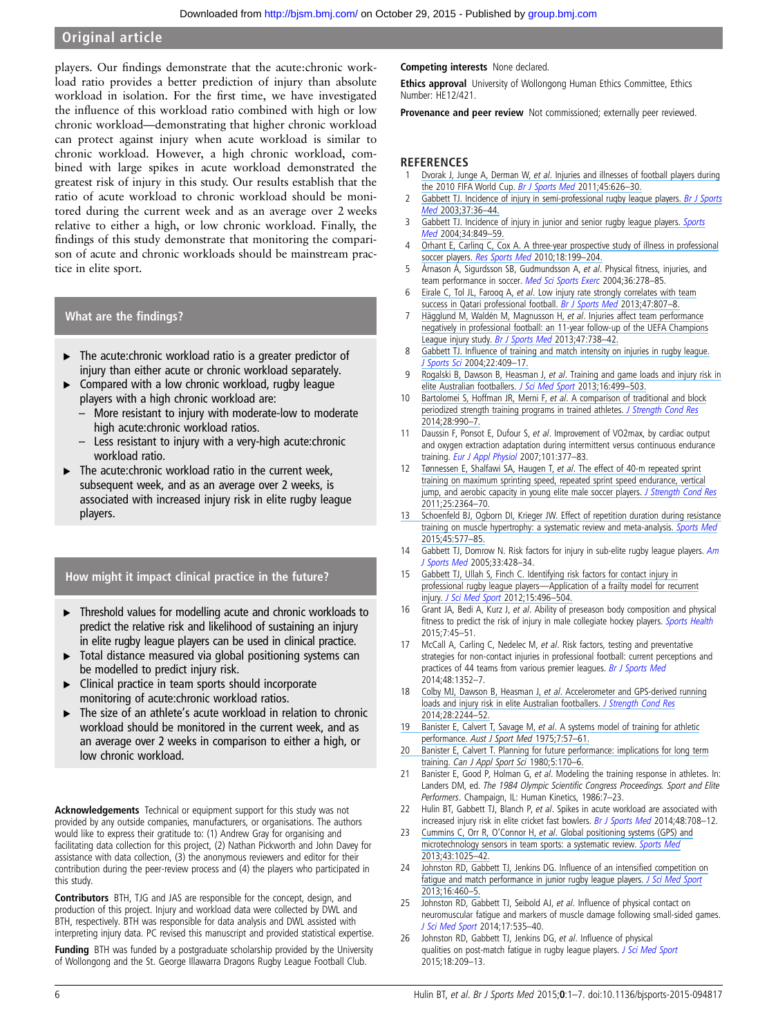players. Our findings demonstrate that the acute:chronic workload ratio provides a better prediction of injury than absolute workload in isolation. For the first time, we have investigated the influence of this workload ratio combined with high or low chronic workload—demonstrating that higher chronic workload can protect against injury when acute workload is similar to chronic workload. However, a high chronic workload, combined with large spikes in acute workload demonstrated the greatest risk of injury in this study. Our results establish that the ratio of acute workload to chronic workload should be monitored during the current week and as an average over 2 weeks relative to either a high, or low chronic workload. Finally, the findings of this study demonstrate that monitoring the comparison of acute and chronic workloads should be mainstream practice in elite sport.

### What are the findings?

- The acute:chronic workload ratio is a greater predictor of injury than either acute or chronic workload separately.
- Compared with a low chronic workload, rugby league players with a high chronic workload are:
  - More resistant to injury with moderate-low to moderate high acute:chronic workload ratios.
  - Less resistant to injury with a very-high acute:chronic workload ratio.
- The acute:chronic workload ratio in the current week, subsequent week, and as an average over 2 weeks, is associated with increased injury risk in elite rugby league players.

### How might it impact clinical practice in the future?

- Threshold values for modelling acute and chronic workloads to predict the relative risk and likelihood of sustaining an injury in elite rugby league players can be used in clinical practice.
- Total distance measured via global positioning systems can be modelled to predict injury risk.
- Clinical practice in team sports should incorporate monitoring of acute:chronic workload ratios.
- The size of an athlete's acute workload in relation to chronic workload should be monitored in the current week, and as an average over 2 weeks in comparison to either a high, or low chronic workload.

**Acknowledgements** Technical or equipment support for this study was not provided by any outside companies, manufacturers, or organisations. The authors would like to express their gratitude to: (1) Andrew Gray for organising and facilitating data collection for this project, (2) Nathan Pickworth and John Davey for assistance with data collection, (3) the anonymous reviewers and editor for their contribution during the peer-review process and (4) the players who participated in this study.

**Contributors** BTH, TJG and JAS are responsible for the concept, design, and production of this project. Injury and workload data were collected by DWL and BTH, respectively. BTH was responsible for data analysis and DWL assisted with interpreting injury data. PC revised this manuscript and provided statistical expertise.

**Funding** BTH was funded by a postgraduate scholarship provided by the University of Wollongong and the St. George Illawarra Dragons Rugby League Football Club.

**Competing interests** None declared.

**Ethics approval** University of Wollongong Human Ethics Committee, Ethics Number: HE12/421.

**Provenance and peer review** Not commissioned; externally peer reviewed.

## REFERENCES

1. Dvorak J, Junge A, Derman W, *et al*. Injuries and illnesses of football players during the 2010 FIFA World Cup. *Br J Sports Med* 2011;45:626–30.
2. Gabbett TJ. Incidence of injury in semi-professional rugby league players. *Br J Sports Med* 2003;37:36–44.
3. Gabbett TJ. Incidence of injury in junior and senior rugby league players. *Sports Med* 2004;34:849–59.
4. Orhant E, Carling C, Cox A. A three-year prospective study of illness in professional soccer players. *Res Sports Med* 2010;18:199–204.
5. Árnason Á, Sigurdsson SB, Gudmundsson A, *et al*. Physical fitness, injuries, and team performance in soccer. *Med Sci Sports Exerc* 2004;36:278–85.
6. Eirale C, Tol JL, Farooq A, *et al*. Low injury rate strongly correlates with team success in Qatari professional football. *Br J Sports Med* 2013;47:807–8.
7. Hägglund M, Waldén M, Magnusson H, *et al*. Injuries affect team performance negatively in professional football: an 11-year follow-up of the UEFA Champions League injury study. *Br J Sports Med* 2013;47:738–42.
8. Gabbett TJ. Influence of training and match intensity on injuries in rugby league. *J Sports Sci* 2004;22:409–17.
9. Rogalski B, Dawson B, Heasman J, *et al*. Training and game loads and injury risk in elite Australian footballers. *J Sci Med Sport* 2013;16:499–503.
10. Bartolomei S, Hoffman JR, Merni F, *et al*. A comparison of traditional and block periodized strength training programs in trained athletes. *J Strength Cond Res* 2014;28:990–7.
11. Daussin F, Ponsot E, Dufour S, *et al*. Improvement of VO2max, by cardiac output and oxygen extraction adaptation during intermittent versus continuous endurance training. *Eur J Appl Physiol* 2007;101:377–83.
12. Tønnessen E, Shalfawi SA, Haugen T, *et al*. The effect of 40-m repeated sprint training on maximum sprinting speed, repeated sprint speed endurance, vertical jump, and aerobic capacity in young elite male soccer players. *J Strength Cond Res* 2011;25:2364–70.
13. Schoenfeld BJ, Ogborn DI, Krieger JW. Effect of repetition duration during resistance training on muscle hypertrophy: a systematic review and meta-analysis. *Sports Med* 2015;45:577–85.
14. Gabbett TJ, Domrow N. Risk factors for injury in sub-elite rugby league players. *Am J Sports Med* 2005;33:428–34.
15. Gabbett TJ, Ullah S, Finch C. Identifying risk factors for contact injury in professional rugby league players—Application of a frailty model for recurrent injury. *J Sci Med Sport* 2012;15:496–504.
16. Grant JA, Bedi A, Kurz J, *et al*. Ability of preseason body composition and physical fitness to predict the risk of injury in male collegiate hockey players. *Sports Health* 2015;7:45–51.
17. McCall A, Carling C, Nedelec M, *et al*. Risk factors, testing and preventative strategies for non-contact injuries in professional football: current perceptions and practices of 44 teams from various premier leagues. *Br J Sports Med* 2014;48:1352–7.
18. Colby MJ, Dawson B, Heasman J, *et al*. Accelerometer and GPS-derived running loads and injury risk in elite Australian footballers. *J Strength Cond Res* 2014;28:2244–52.
19. Banister E, Calvert T, Savage M, *et al*. A systems model of training for athletic performance. *Aust J Sport Med* 1975;7:57–61.
20. Banister E, Calvert T. Planning for future performance: implications for long term training. *Can J Appl Sport Sci* 1980;5:170–6.
21. Banister E, Good P, Holman G, *et al*. Modeling the training response in athletes. In: Landers DM, ed. *The 1984 Olympic Scientific Congress Proceedings. Sport and Elite Performers*. Champaign, IL: Human Kinetics, 1986:7–23.
22. Hulin BT, Gabbett TJ, Blanch P, *et al*. Spikes in acute workload are associated with increased injury risk in elite cricket fast bowlers. *Br J Sports Med* 2014;48:708–12.
23. Cummins C, Orr R, O'Connor H, *et al*. Global positioning systems (GPS) and microtechnology sensors in team sports: a systematic review. *Sports Med* 2013;43:1025–42.
24. Johnston RD, Gabbett TJ, Jenkins DG. Influence of an intensified competition on fatigue and match performance in junior rugby league players. *J Sci Med Sport* 2013;16:460–5.
25. Johnston RD, Gabbett TJ, Seibold AJ, *et al*. Influence of physical contact on neuromuscular fatigue and markers of muscle damage following small-sided games. *J Sci Med Sport* 2014;17:535–40.
26. Johnston RD, Gabbett TJ, Jenkins DG, *et al*. Influence of physical qualities on post-match fatigue in rugby league players. *J Sci Med Sport* 2015;18:209–13.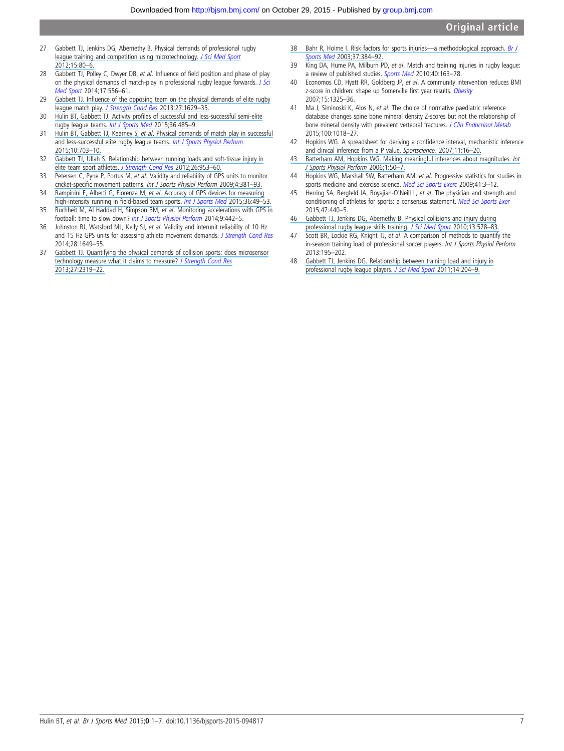27 Gabbett TJ, Jenkins DG, Abernethy B. Physical demands of professional rugby league training and competition using microtechnology. *J Sci Med Sport* 2012;15:80–6.

28 Gabbett TJ, Polley C, Dwyer DB, *et al*. Influence of field position and phase of play on the physical demands of match-play in professional rugby league forwards. *J Sci Med Sport* 2014;17:556–61.

29 Gabbett TJ. Influence of the opposing team on the physical demands of elite rugby league match play. *J Strength Cond Res* 2013;27:1629–35.

30 Hulin BT, Gabbett TJ. Activity profiles of successful and less-successful semi-elite rugby league teams. *Int J Sports Med* 2015;36:485–9.

31 Hulin BT, Gabbett TJ, Kearney S, *et al*. Physical demands of match play in successful and less-successful elite rugby league teams. *Int J Sports Physiol Perform* 2015;10:703–10.

32 Gabbett TJ, Ullah S. Relationship between running loads and soft-tissue injury in elite team sport athletes. *J Strength Cond Res* 2012;26:953–60.

33 Petersen C, Pyne P, Portus M, *et al*. Validity and reliability of GPS units to monitor cricket-specific movement patterns. *Int J Sports Physiol Perform* 2009;4:381–93.

34 Rampinini E, Alberti G, Fiorenza M, *et al*. Accuracy of GPS devices for measuring high-intensity running in field-based team sports. *Int J Sports Med* 2015;36:49–53.

35 Buchheit M, Al Haddad H, Simpson BM, *et al*. Monitoring accelerations with GPS in football: time to slow down? *Int J Sports Physiol Perform* 2014;9:442–5.

36 Johnston RJ, Watsford ML, Kelly SJ, *et al*. Validity and interunit reliability of 10 Hz and 15 Hz GPS units for assessing athlete movement demands. *J Strength Cond Res* 2014;28:1649–55.

37 Gabbett TJ. Quantifying the physical demands of collision sports: does microsensor technology measure what it claims to measure? *J Strength Cond Res* 2013;27:2319–22.

38 Bahr R, Holme I. Risk factors for sports injuries—a methodological approach. *Br J Sports Med* 2003;37:384–92.

39 King DA, Hume PA, Milburn PD, *et al*. Match and training injuries in rugby league: a review of published studies. *Sports Med* 2010;40:163–78.

40 Economos CD, Hyatt RR, Goldberg JP, *et al*. A community intervention reduces BMI z-score in children: shape up Somerville first year results. *Obesity* 2007;15:1325–36.

41 Ma J, Siminoski K, Alos N, *et al*. The choice of normative paediatric reference database changes spine bone mineral density Z-scores but not the relationship of bone mineral density with prevalent vertebral fractures. *J Clin Endocrinol Metab* 2015;100:1018–27.

42 Hopkins WG. A spreadsheet for deriving a confidence interval, mechanistic inference and clinical inference from a P value. *Sportscience.* 2007;11:16–20.

43 Batterham AM, Hopkins WG. Making meaningful inferences about magnitudes. *Int J Sports Physiol Perform* 2006;1:50–7.

44 Hopkins WG, Marshall SW, Batterham AM, *et al*. Progressive statistics for studies in sports medicine and exercise science. *Med Sci Sports Exerc* 2009;41:3–12.

45 Herring SA, Bergfeld JA, Boyajian-O'Neill L, *et al*. The physician and strength and conditioning of athletes for sports: a consensus statement. *Med Sci Sports Exer* 2015;47:440–5.

46 Gabbett TJ, Jenkins DG, Abernethy B. Physical collisions and injury during professional rugby league skills training. *J Sci Med Sport* 2010;13:578–83.

47 Scott BR, Lockie RG, Knight TJ, *et al*. A comparison of methods to quantify the in-season training load of professional soccer players. *Int J Sports Physiol Perform* 2013:195–202.

48 Gabbett TJ, Jenkins DG. Relationship between training load and injury in professional rugby league players. *J Sci Med Sport* 2011;14:204–9.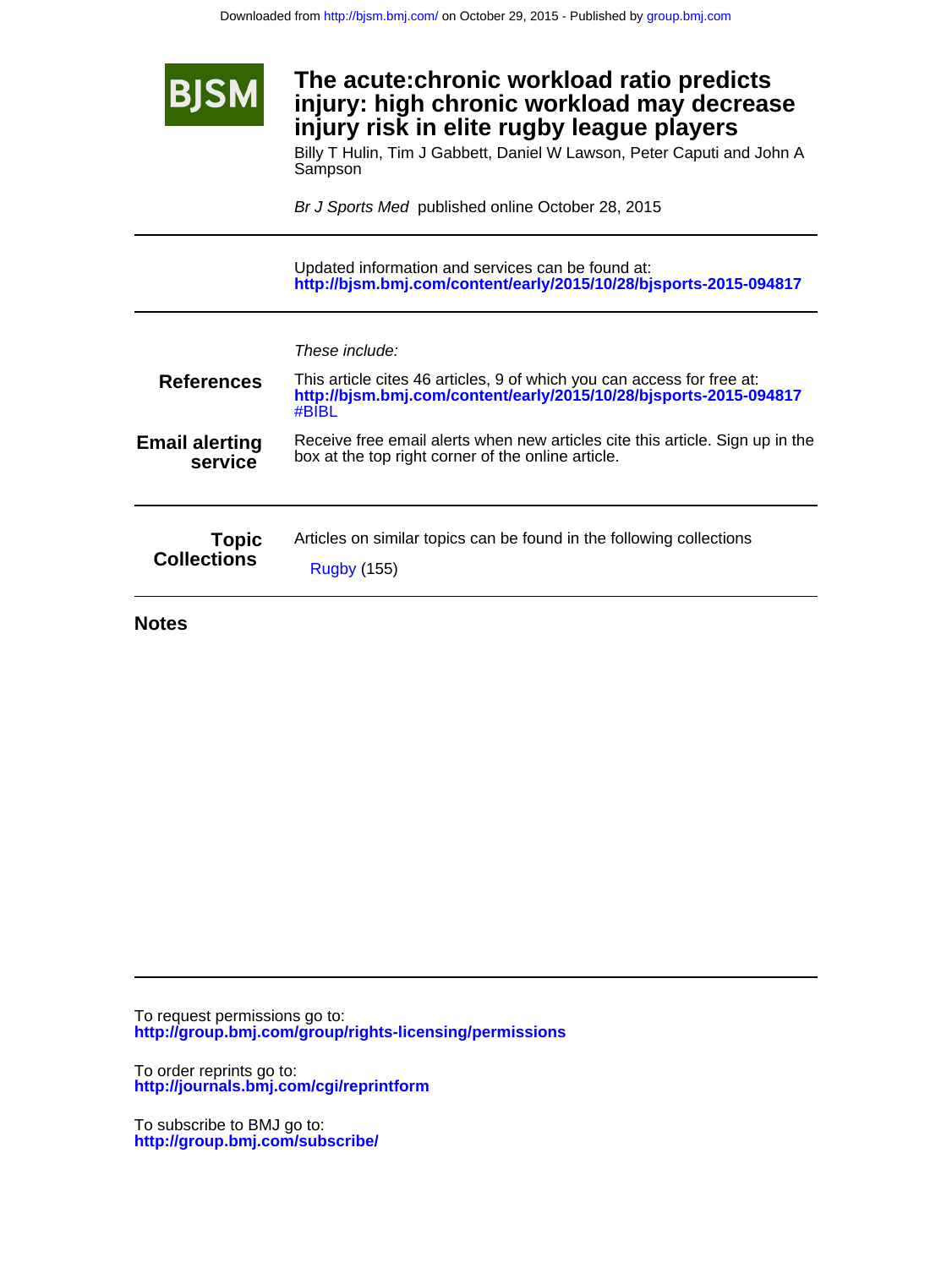Downloaded from http://bjsm.bmj.com/ on October 29, 2015 - Published by group.bmj.com

BJSM

# The acute:chronic workload ratio predicts injury: high chronic workload may decrease injury risk in elite rugby league players

Billy T Hulin, Tim J Gabbett, Daniel W Lawson, Peter Caputi and John A Sampson

*Br J Sports Med* published online October 28, 2015

Updated information and services can be found at:
**http://bjsm.bmj.com/content/early/2015/10/28/bjsports-2015-094817**

*These include:*

**References**
This article cites 46 articles, 9 of which you can access for free at:
**http://bjsm.bmj.com/content/early/2015/10/28/bjsports-2015-094817 #BIBL**

**Email alerting service**
Receive free email alerts when new articles cite this article. Sign up in the box at the top right corner of the online article.

**Topic Collections**
Articles on similar topics can be found in the following collections

Rugby (155)

## Notes

To request permissions go to:
**http://group.bmj.com/group/rights-licensing/permissions**

To order reprints go to:
**http://journals.bmj.com/cgi/reprintform**

To subscribe to BMJ go to:
**http://group.bmj.com/subscribe/**